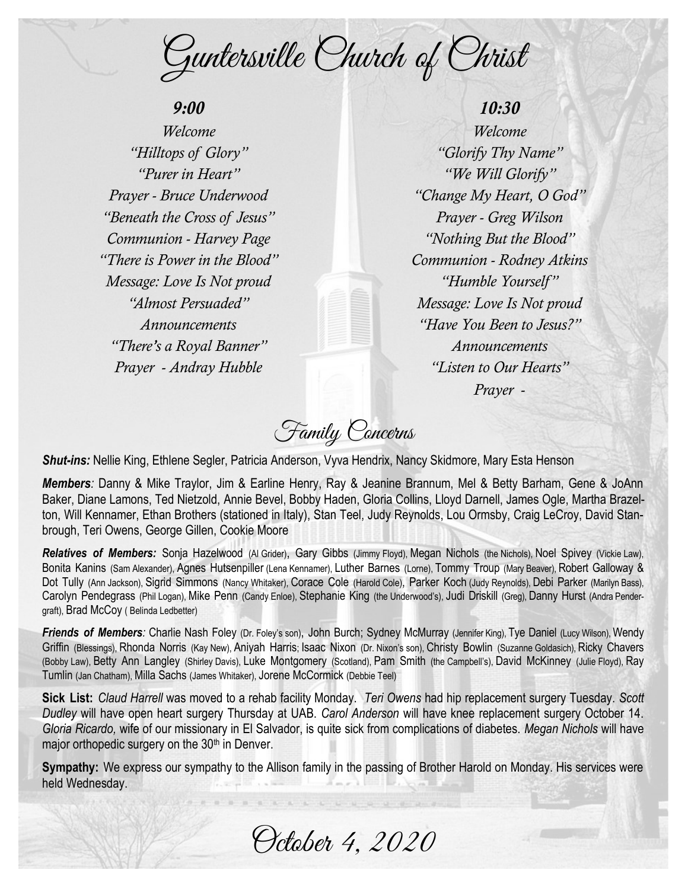# Guntersville Church of Christ

### *9:00*

*Welcome*
*"Hilltops of Glory"*
*"Purer in Heart"*
*Prayer - Bruce Underwood*
*"Beneath the Cross of Jesus"*
*Communion - Harvey Page*
*"There is Power in the Blood"*
*Message: Love Is Not proud*
*"Almost Persuaded"*
*Announcements*
*"There's a Royal Banner"*
*Prayer - Andray Hubble*

### *10:30*

*Welcome*
*"Glorify Thy Name"*
*"We Will Glorify"*
*"Change My Heart, O God"*
*Prayer - Greg Wilson*
*"Nothing But the Blood"*
*Communion - Rodney Atkins*
*"Humble Yourself"*
*Message: Love Is Not proud*
*"Have You Been to Jesus?"*
*Announcements*
*"Listen to Our Hearts"*
*Prayer -*

## Family Concerns

***Shut-ins:*** Nellie King, Ethlene Segler, Patricia Anderson, Vyva Hendrix, Nancy Skidmore, Mary Esta Henson

***Members**:* Danny & Mike Traylor, Jim & Earline Henry, Ray & Jeanine Brannum, Mel & Betty Barham, Gene & JoAnn Baker, Diane Lamons, Ted Nietzold, Annie Bevel, Bobby Haden, Gloria Collins, Lloyd Darnell, James Ogle, Martha Brazelton, Will Kennamer, Ethan Brothers (stationed in Italy), Stan Teel, Judy Reynolds, Lou Ormsby, Craig LeCroy, David Stanbrough, Teri Owens, George Gillen, Cookie Moore

***Relatives of Members:*** Sonja Hazelwood (Al Grider), Gary Gibbs (Jimmy Floyd), Megan Nichols (the Nichols), Noel Spivey (Vickie Law), Bonita Kanins (Sam Alexander), Agnes Hutsenpiller (Lena Kennamer), Luther Barnes (Lorne), Tommy Troup (Mary Beaver), Robert Galloway & Dot Tully (Ann Jackson), Sigrid Simmons (Nancy Whitaker), Corace Cole (Harold Cole), Parker Koch (Judy Reynolds), Debi Parker (Marilyn Bass), Carolyn Pendegrass (Phil Logan), Mike Penn (Candy Enloe), Stephanie King (the Underwood's), Judi Driskill (Greg), Danny Hurst (Andra Pendergraft), Brad McCoy ( Belinda Ledbetter)

***Friends of Members**:* Charlie Nash Foley (Dr. Foley's son), John Burch; Sydney McMurray (Jennifer King), Tye Daniel (Lucy Wilson), Wendy Griffin (Blessings), Rhonda Norris (Kay New), Aniyah Harris; Isaac Nixon (Dr. Nixon's son), Christy Bowlin (Suzanne Goldasich), Ricky Chavers (Bobby Law), Betty Ann Langley (Shirley Davis), Luke Montgomery (Scotland), Pam Smith (the Campbell's), David McKinney (Julie Floyd), Ray Tumlin (Jan Chatham), Milla Sachs (James Whitaker), Jorene McCormick (Debbie Teel)

**Sick List:** *Claud Harrell* was moved to a rehab facility Monday. *Teri Owens* had hip replacement surgery Tuesday. *Scott Dudley* will have open heart surgery Thursday at UAB. *Carol Anderson* will have knee replacement surgery October 14. *Gloria Ricardo,* wife of our missionary in El Salvador, is quite sick from complications of diabetes. *Megan Nichols* will have major orthopedic surgery on the 30th in Denver.

**Sympathy:** We express our sympathy to the Allison family in the passing of Brother Harold on Monday. His services were held Wednesday.

October 4, 2020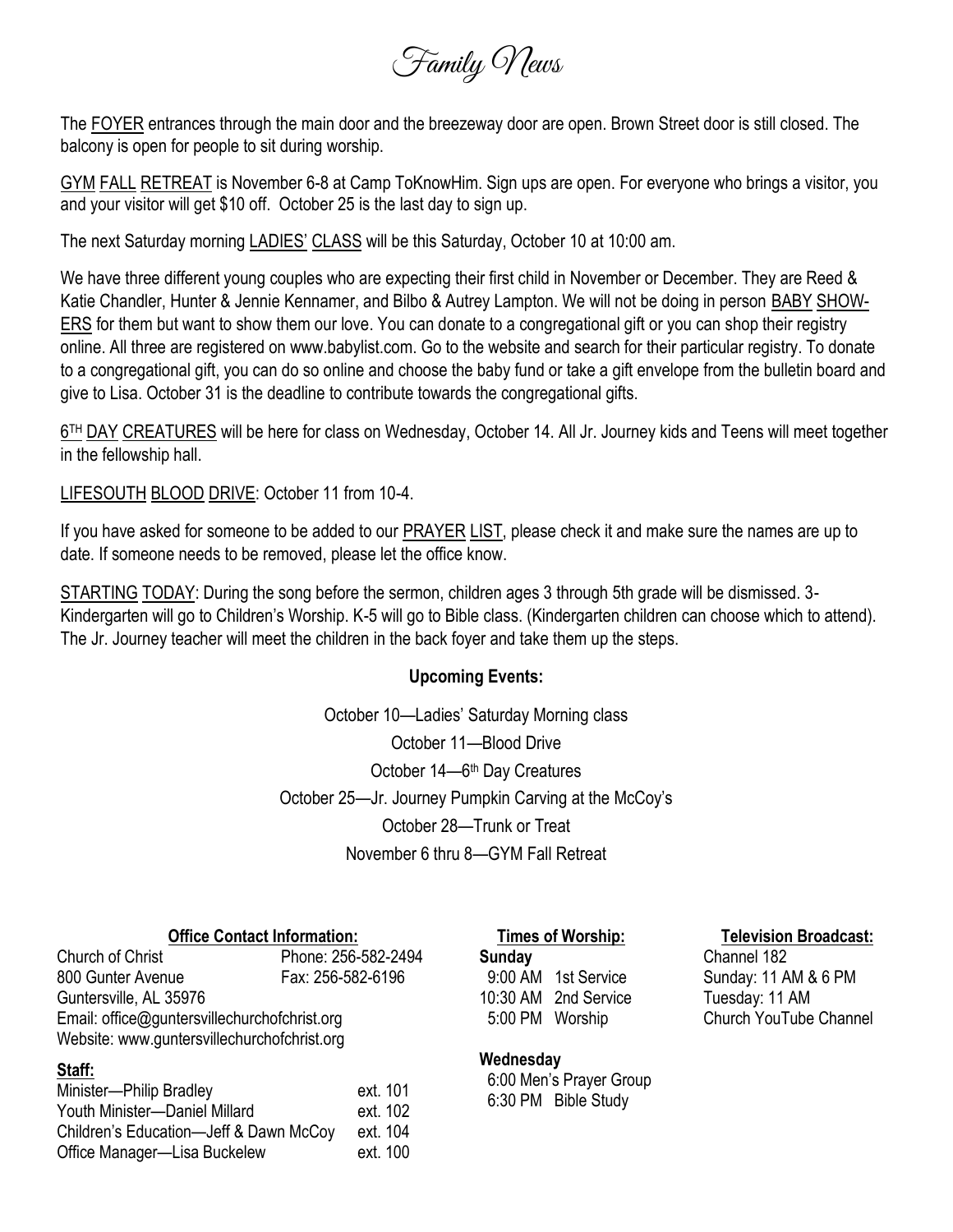# Family News

The FOYER entrances through the main door and the breezeway door are open. Brown Street door is still closed. The balcony is open for people to sit during worship.

GYM FALL RETREAT is November 6-8 at Camp ToKnowHim. Sign ups are open. For everyone who brings a visitor, you and your visitor will get $10 off. October 25 is the last day to sign up.

The next Saturday morning LADIES' CLASS will be this Saturday, October 10 at 10:00 am.

We have three different young couples who are expecting their first child in November or December. They are Reed & Katie Chandler, Hunter & Jennie Kennamer, and Bilbo & Autrey Lampton. We will not be doing in person BABY SHOWERS for them but want to show them our love. You can donate to a congregational gift or you can shop their registry online. All three are registered on www.babylist.com. Go to the website and search for their particular registry. To donate to a congregational gift, you can do so online and choose the baby fund or take a gift envelope from the bulletin board and give to Lisa. October 31 is the deadline to contribute towards the congregational gifts.

6TH DAY CREATURES will be here for class on Wednesday, October 14. All Jr. Journey kids and Teens will meet together in the fellowship hall.

LIFESOUTH BLOOD DRIVE: October 11 from 10-4.

If you have asked for someone to be added to our PRAYER LIST, please check it and make sure the names are up to date. If someone needs to be removed, please let the office know.

STARTING TODAY: During the song before the sermon, children ages 3 through 5th grade will be dismissed. 3-Kindergarten will go to Children's Worship. K-5 will go to Bible class. (Kindergarten children can choose which to attend). The Jr. Journey teacher will meet the children in the back foyer and take them up the steps.

**Upcoming Events:**

October 10—Ladies' Saturday Morning class
October 11—Blood Drive
October 14—6th Day Creatures
October 25—Jr. Journey Pumpkin Carving at the McCoy's
October 28—Trunk or Treat
November 6 thru 8—GYM Fall Retreat

**Office Contact Information:**

Church of Christ — Phone: 256-582-2494
800 Gunter Avenue — Fax: 256-582-6196
Guntersville, AL 35976
Email: office@guntersvillechurchofchrist.org
Website: www.guntersvillechurchofchrist.org

**Staff:**

| | |
|---|---|
| Minister—Philip Bradley | ext. 101 |
| Youth Minister—Daniel Millard | ext. 102 |
| Children's Education—Jeff & Dawn McCoy | ext. 104 |
| Office Manager—Lisa Buckelew | ext. 100 |

**Times of Worship:**

**Sunday**
9:00 AM 1st Service
10:30 AM 2nd Service
5:00 PM Worship

**Wednesday**
6:00 Men's Prayer Group
6:30 PM Bible Study

**Television Broadcast:**

Channel 182
Sunday: 11 AM & 6 PM
Tuesday: 11 AM
Church YouTube Channel